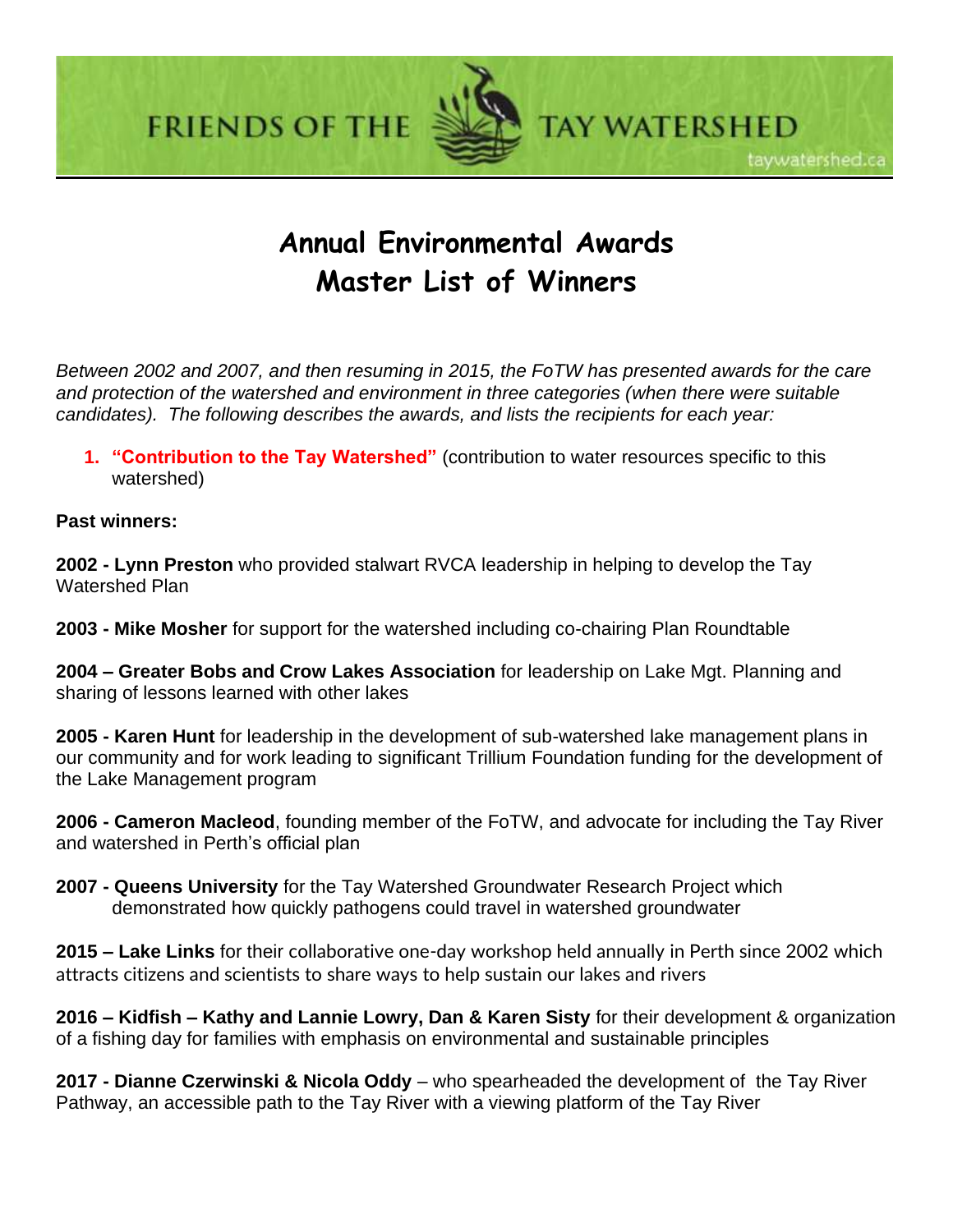FRIENDS OF THE TAY WATERSHED

taywatershed.ca

# Annual Environmental Awards
# Master List of Winners

*Between 2002 and 2007, and then resuming in 2015, the FoTW has presented awards for the care and protection of the watershed and environment in three categories (when there were suitable candidates). The following describes the awards, and lists the recipients for each year:*

1. **"Contribution to the Tay Watershed"** (contribution to water resources specific to this watershed)

**Past winners:**

**2002 - Lynn Preston** who provided stalwart RVCA leadership in helping to develop the Tay Watershed Plan

**2003 - Mike Mosher** for support for the watershed including co-chairing Plan Roundtable

**2004 – Greater Bobs and Crow Lakes Association** for leadership on Lake Mgt. Planning and sharing of lessons learned with other lakes

**2005 - Karen Hunt** for leadership in the development of sub-watershed lake management plans in our community and for work leading to significant Trillium Foundation funding for the development of the Lake Management program

**2006 - Cameron Macleod**, founding member of the FoTW, and advocate for including the Tay River and watershed in Perth's official plan

**2007 - Queens University** for the Tay Watershed Groundwater Research Project which demonstrated how quickly pathogens could travel in watershed groundwater

**2015 – Lake Links** for their collaborative one-day workshop held annually in Perth since 2002 which attracts citizens and scientists to share ways to help sustain our lakes and rivers

**2016 – Kidfish – Kathy and Lannie Lowry, Dan & Karen Sisty** for their development & organization of a fishing day for families with emphasis on environmental and sustainable principles

**2017 - Dianne Czerwinski & Nicola Oddy** – who spearheaded the development of the Tay River Pathway, an accessible path to the Tay River with a viewing platform of the Tay River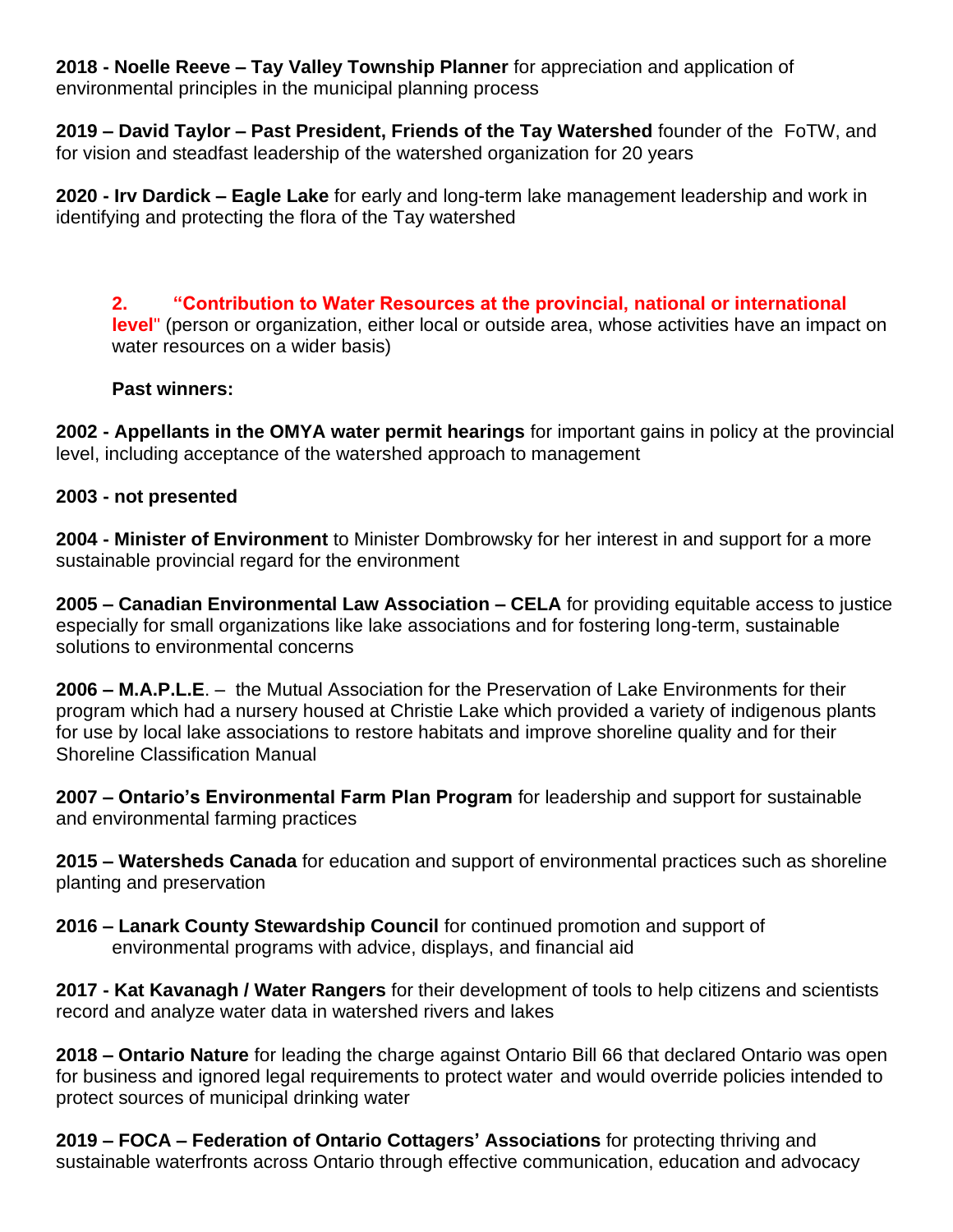**2018 - Noelle Reeve – Tay Valley Township Planner** for appreciation and application of environmental principles in the municipal planning process

**2019 – David Taylor – Past President, Friends of the Tay Watershed** founder of the FoTW, and for vision and steadfast leadership of the watershed organization for 20 years

**2020 - Irv Dardick – Eagle Lake** for early and long-term lake management leadership and work in identifying and protecting the flora of the Tay watershed

**2. "Contribution to Water Resources at the provincial, national or international level"** (person or organization, either local or outside area, whose activities have an impact on water resources on a wider basis)

**Past winners:**

**2002 - Appellants in the OMYA water permit hearings** for important gains in policy at the provincial level, including acceptance of the watershed approach to management

**2003 - not presented**

**2004 - Minister of Environment** to Minister Dombrowsky for her interest in and support for a more sustainable provincial regard for the environment

**2005 – Canadian Environmental Law Association – CELA** for providing equitable access to justice especially for small organizations like lake associations and for fostering long-term, sustainable solutions to environmental concerns

**2006 – M.A.P.L.E**. – the Mutual Association for the Preservation of Lake Environments for their program which had a nursery housed at Christie Lake which provided a variety of indigenous plants for use by local lake associations to restore habitats and improve shoreline quality and for their Shoreline Classification Manual

**2007 – Ontario's Environmental Farm Plan Program** for leadership and support for sustainable and environmental farming practices

**2015 – Watersheds Canada** for education and support of environmental practices such as shoreline planting and preservation

**2016 – Lanark County Stewardship Council** for continued promotion and support of environmental programs with advice, displays, and financial aid

**2017 - Kat Kavanagh / Water Rangers** for their development of tools to help citizens and scientists record and analyze water data in watershed rivers and lakes

**2018 – Ontario Nature** for leading the charge against Ontario Bill 66 that declared Ontario was open for business and ignored legal requirements to protect water and would override policies intended to protect sources of municipal drinking water

**2019 – FOCA – Federation of Ontario Cottagers' Associations** for protecting thriving and sustainable waterfronts across Ontario through effective communication, education and advocacy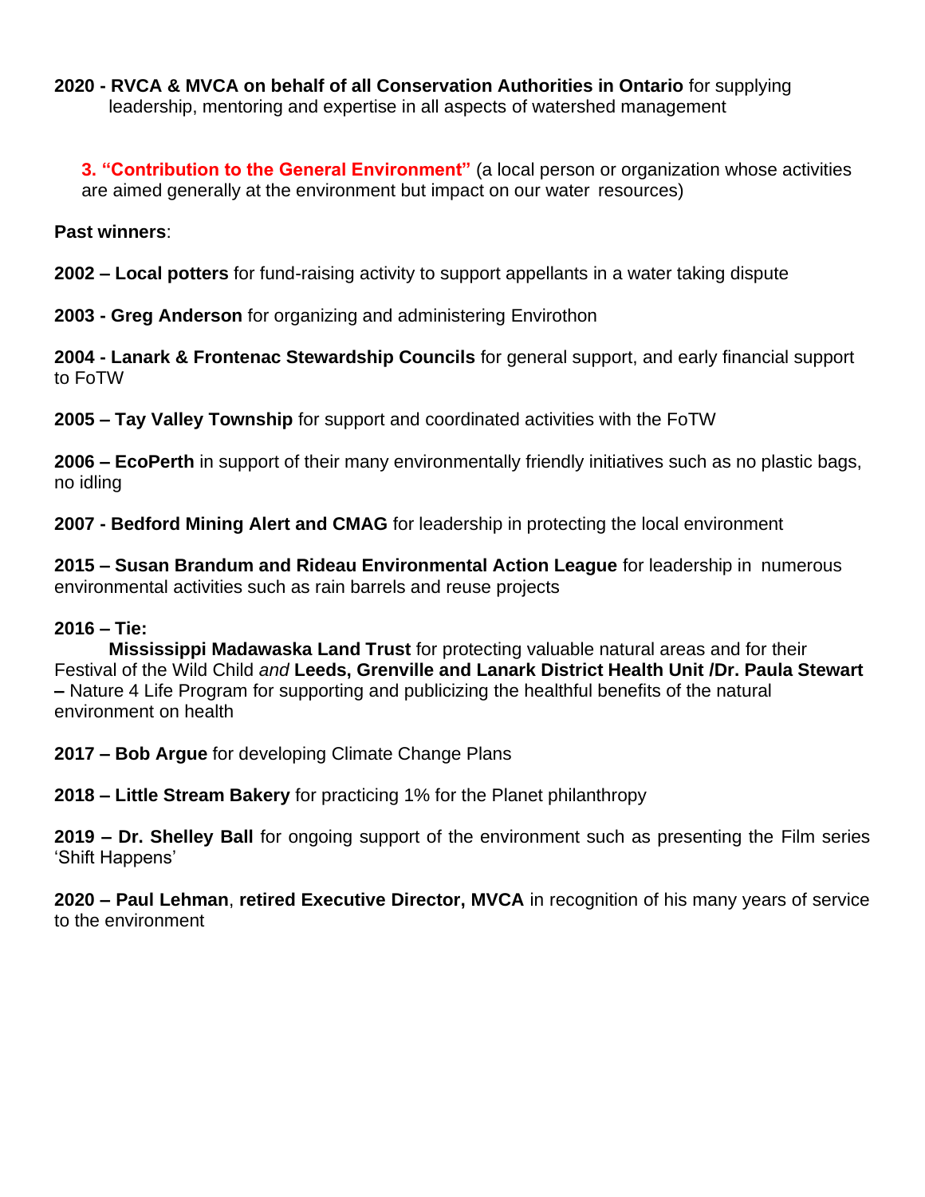**2020 - RVCA & MVCA on behalf of all Conservation Authorities in Ontario** for supplying leadership, mentoring and expertise in all aspects of watershed management

**3. "Contribution to the General Environment"** (a local person or organization whose activities are aimed generally at the environment but impact on our water resources)

**Past winners**:

**2002 – Local potters** for fund-raising activity to support appellants in a water taking dispute

**2003 - Greg Anderson** for organizing and administering Envirothon

**2004 - Lanark & Frontenac Stewardship Councils** for general support, and early financial support to FoTW

**2005 – Tay Valley Township** for support and coordinated activities with the FoTW

**2006 – EcoPerth** in support of their many environmentally friendly initiatives such as no plastic bags, no idling

**2007 - Bedford Mining Alert and CMAG** for leadership in protecting the local environment

**2015 – Susan Brandum and Rideau Environmental Action League** for leadership in numerous environmental activities such as rain barrels and reuse projects

**2016 – Tie:**
**Mississippi Madawaska Land Trust** for protecting valuable natural areas and for their Festival of the Wild Child *and* **Leeds, Grenville and Lanark District Health Unit /Dr. Paula Stewart –** Nature 4 Life Program for supporting and publicizing the healthful benefits of the natural environment on health

**2017 – Bob Argue** for developing Climate Change Plans

**2018 – Little Stream Bakery** for practicing 1% for the Planet philanthropy

**2019 – Dr. Shelley Ball** for ongoing support of the environment such as presenting the Film series 'Shift Happens'

**2020 – Paul Lehman**, **retired Executive Director, MVCA** in recognition of his many years of service to the environment